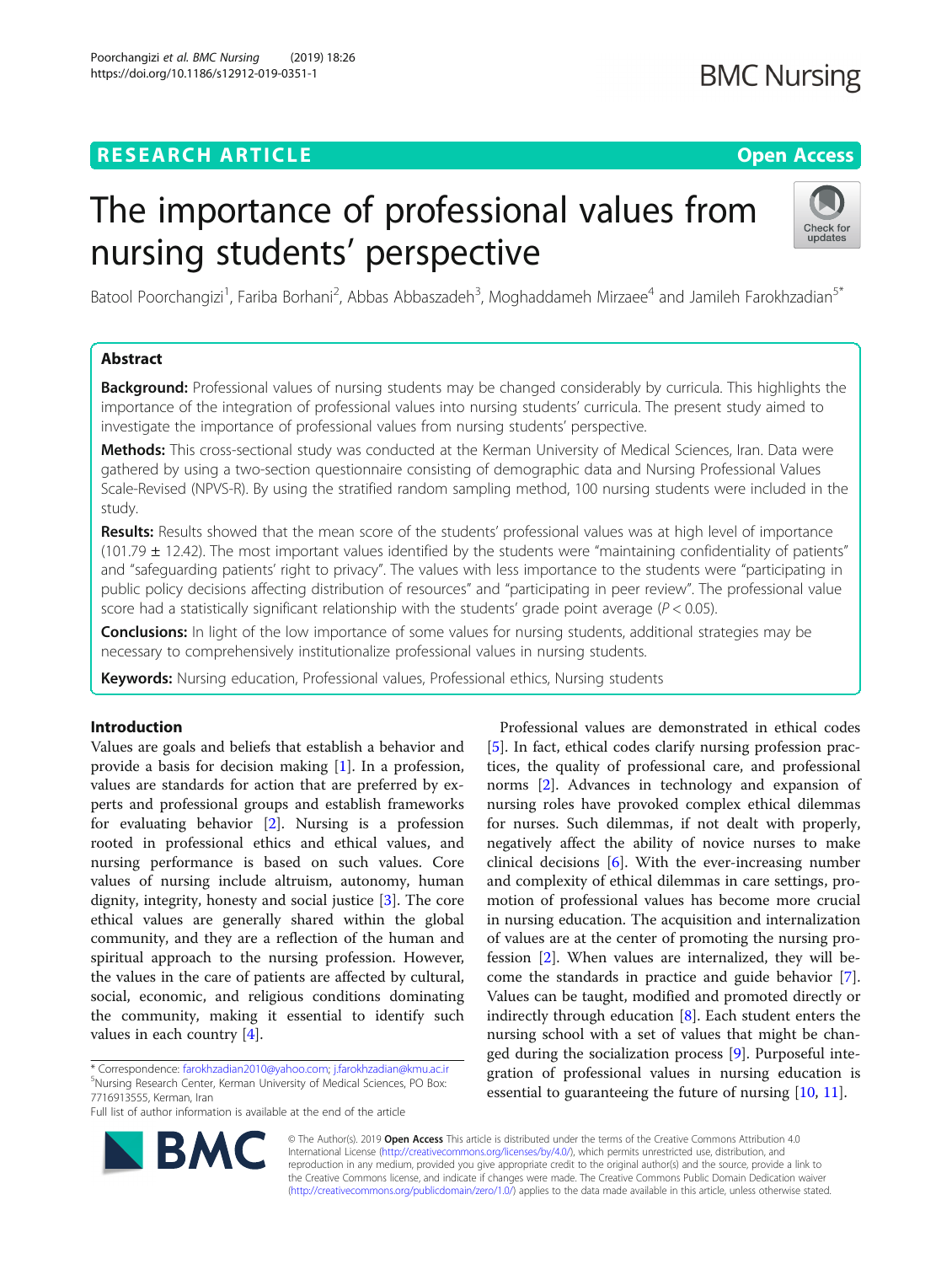RESEARCH ARTICLE

Open Access

# The importance of professional values from nursing students' perspective

Batool Poorchangizi[1], Fariba Borhani[2], Abbas Abbaszadeh[3], Moghaddameh Mirzaee[4] and Jamileh Farokhzadian[5*]

## Abstract

**Background:** Professional values of nursing students may be changed considerably by curricula. This highlights the importance of the integration of professional values into nursing students' curricula. The present study aimed to investigate the importance of professional values from nursing students' perspective.

**Methods:** This cross-sectional study was conducted at the Kerman University of Medical Sciences, Iran. Data were gathered by using a two-section questionnaire consisting of demographic data and Nursing Professional Values Scale-Revised (NPVS-R). By using the stratified random sampling method, 100 nursing students were included in the study.

**Results:** Results showed that the mean score of the students' professional values was at high level of importance (101.79 ± 12.42). The most important values identified by the students were "maintaining confidentiality of patients" and "safeguarding patients' right to privacy". The values with less importance to the students were "participating in public policy decisions affecting distribution of resources" and "participating in peer review". The professional value score had a statistically significant relationship with the students' grade point average ($P < 0.05$).

**Conclusions:** In light of the low importance of some values for nursing students, additional strategies may be necessary to comprehensively institutionalize professional values in nursing students.

**Keywords:** Nursing education, Professional values, Professional ethics, Nursing students

## Introduction

Values are goals and beliefs that establish a behavior and provide a basis for decision making [1]. In a profession, values are standards for action that are preferred by experts and professional groups and establish frameworks for evaluating behavior [2]. Nursing is a profession rooted in professional ethics and ethical values, and nursing performance is based on such values. Core values of nursing include altruism, autonomy, human dignity, integrity, honesty and social justice [3]. The core ethical values are generally shared within the global community, and they are a reflection of the human and spiritual approach to the nursing profession. However, the values in the care of patients are affected by cultural, social, economic, and religious conditions dominating the community, making it essential to identify such values in each country [4].

Professional values are demonstrated in ethical codes [5]. In fact, ethical codes clarify nursing profession practices, the quality of professional care, and professional norms [2]. Advances in technology and expansion of nursing roles have provoked complex ethical dilemmas for nurses. Such dilemmas, if not dealt with properly, negatively affect the ability of novice nurses to make clinical decisions [6]. With the ever-increasing number and complexity of ethical dilemmas in care settings, promotion of professional values has become more crucial in nursing education. The acquisition and internalization of values are at the center of promoting the nursing profession [2]. When values are internalized, they will become the standards in practice and guide behavior [7]. Values can be taught, modified and promoted directly or indirectly through education [8]. Each student enters the nursing school with a set of values that might be changed during the socialization process [9]. Purposeful integration of professional values in nursing education is essential to guaranteeing the future of nursing [10, 11].

\* Correspondence: farokhzadian2010@yahoo.com; j.farokhzadian@kmu.ac.ir
[5]Nursing Research Center, Kerman University of Medical Sciences, PO Box: 7716913555, Kerman, Iran
Full list of author information is available at the end of the article

© The Author(s). 2019 **Open Access** This article is distributed under the terms of the Creative Commons Attribution 4.0 International License (http://creativecommons.org/licenses/by/4.0/), which permits unrestricted use, distribution, and reproduction in any medium, provided you give appropriate credit to the original author(s) and the source, provide a link to the Creative Commons license, and indicate if changes were made. The Creative Commons Public Domain Dedication waiver (http://creativecommons.org/publicdomain/zero/1.0/) applies to the data made available in this article, unless otherwise stated.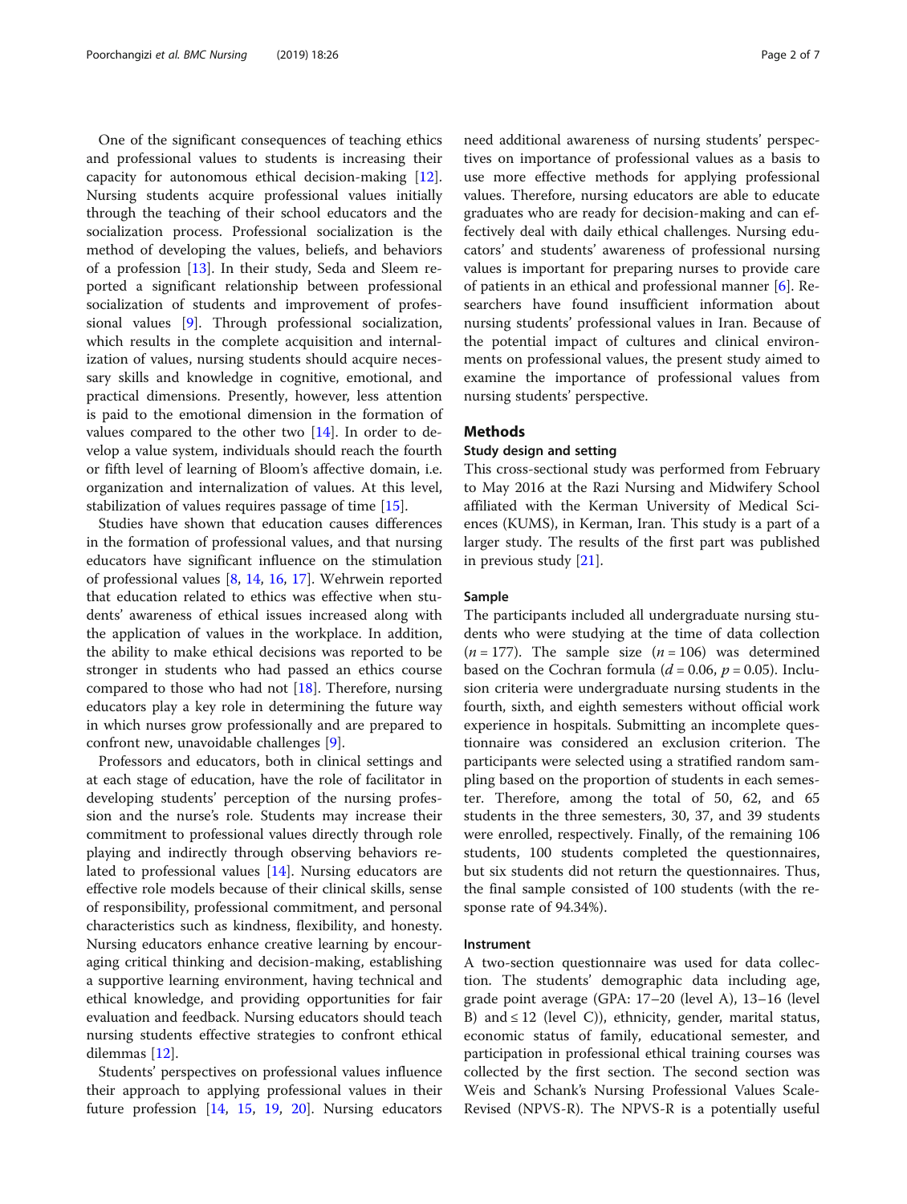One of the significant consequences of teaching ethics and professional values to students is increasing their capacity for autonomous ethical decision-making [12]. Nursing students acquire professional values initially through the teaching of their school educators and the socialization process. Professional socialization is the method of developing the values, beliefs, and behaviors of a profession [13]. In their study, Seda and Sleem reported a significant relationship between professional socialization of students and improvement of professional values [9]. Through professional socialization, which results in the complete acquisition and internalization of values, nursing students should acquire necessary skills and knowledge in cognitive, emotional, and practical dimensions. Presently, however, less attention is paid to the emotional dimension in the formation of values compared to the other two [14]. In order to develop a value system, individuals should reach the fourth or fifth level of learning of Bloom's affective domain, i.e. organization and internalization of values. At this level, stabilization of values requires passage of time [15].

Studies have shown that education causes differences in the formation of professional values, and that nursing educators have significant influence on the stimulation of professional values [8, 14, 16, 17]. Wehrwein reported that education related to ethics was effective when students' awareness of ethical issues increased along with the application of values in the workplace. In addition, the ability to make ethical decisions was reported to be stronger in students who had passed an ethics course compared to those who had not [18]. Therefore, nursing educators play a key role in determining the future way in which nurses grow professionally and are prepared to confront new, unavoidable challenges [9].

Professors and educators, both in clinical settings and at each stage of education, have the role of facilitator in developing students' perception of the nursing profession and the nurse's role. Students may increase their commitment to professional values directly through role playing and indirectly through observing behaviors related to professional values [14]. Nursing educators are effective role models because of their clinical skills, sense of responsibility, professional commitment, and personal characteristics such as kindness, flexibility, and honesty. Nursing educators enhance creative learning by encouraging critical thinking and decision-making, establishing a supportive learning environment, having technical and ethical knowledge, and providing opportunities for fair evaluation and feedback. Nursing educators should teach nursing students effective strategies to confront ethical dilemmas [12].

Students' perspectives on professional values influence their approach to applying professional values in their future profession [14, 15, 19, 20]. Nursing educators need additional awareness of nursing students' perspectives on importance of professional values as a basis to use more effective methods for applying professional values. Therefore, nursing educators are able to educate graduates who are ready for decision-making and can effectively deal with daily ethical challenges. Nursing educators' and students' awareness of professional nursing values is important for preparing nurses to provide care of patients in an ethical and professional manner [6]. Researchers have found insufficient information about nursing students' professional values in Iran. Because of the potential impact of cultures and clinical environments on professional values, the present study aimed to examine the importance of professional values from nursing students' perspective.

## Methods

### Study design and setting

This cross-sectional study was performed from February to May 2016 at the Razi Nursing and Midwifery School affiliated with the Kerman University of Medical Sciences (KUMS), in Kerman, Iran. This study is a part of a larger study. The results of the first part was published in previous study [21].

### Sample

The participants included all undergraduate nursing students who were studying at the time of data collection ($n = 177$). The sample size ($n = 106$) was determined based on the Cochran formula ($d = 0.06$, $p = 0.05$). Inclusion criteria were undergraduate nursing students in the fourth, sixth, and eighth semesters without official work experience in hospitals. Submitting an incomplete questionnaire was considered an exclusion criterion. The participants were selected using a stratified random sampling based on the proportion of students in each semester. Therefore, among the total of 50, 62, and 65 students in the three semesters, 30, 37, and 39 students were enrolled, respectively. Finally, of the remaining 106 students, 100 students completed the questionnaires, but six students did not return the questionnaires. Thus, the final sample consisted of 100 students (with the response rate of 94.34%).

### Instrument

A two-section questionnaire was used for data collection. The students' demographic data including age, grade point average (GPA: 17–20 (level A), 13–16 (level B) and ≤ 12 (level C)), ethnicity, gender, marital status, economic status of family, educational semester, and participation in professional ethical training courses was collected by the first section. The second section was Weis and Schank's Nursing Professional Values Scale-Revised (NPVS-R). The NPVS-R is a potentially useful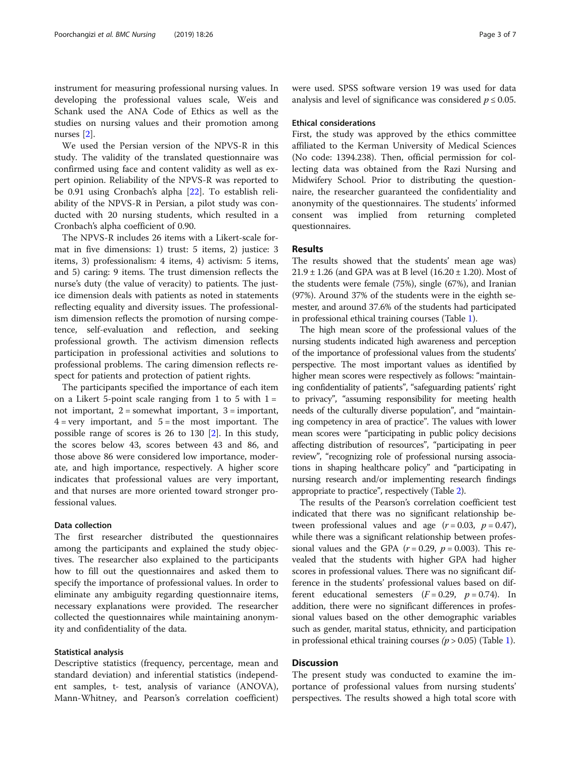instrument for measuring professional nursing values. In developing the professional values scale, Weis and Schank used the ANA Code of Ethics as well as the studies on nursing values and their promotion among nurses [2].

We used the Persian version of the NPVS-R in this study. The validity of the translated questionnaire was confirmed using face and content validity as well as expert opinion. Reliability of the NPVS-R was reported to be 0.91 using Cronbach's alpha [22]. To establish reliability of the NPVS-R in Persian, a pilot study was conducted with 20 nursing students, which resulted in a Cronbach's alpha coefficient of 0.90.

The NPVS-R includes 26 items with a Likert-scale format in five dimensions: 1) trust: 5 items, 2) justice: 3 items, 3) professionalism: 4 items, 4) activism: 5 items, and 5) caring: 9 items. The trust dimension reflects the nurse's duty (the value of veracity) to patients. The justice dimension deals with patients as noted in statements reflecting equality and diversity issues. The professionalism dimension reflects the promotion of nursing competence, self-evaluation and reflection, and seeking professional growth. The activism dimension reflects participation in professional activities and solutions to professional problems. The caring dimension reflects respect for patients and protection of patient rights.

The participants specified the importance of each item on a Likert 5-point scale ranging from 1 to 5 with 1 = not important, 2 = somewhat important, 3 = important, 4 = very important, and 5 = the most important. The possible range of scores is 26 to 130 [2]. In this study, the scores below 43, scores between 43 and 86, and those above 86 were considered low importance, moderate, and high importance, respectively. A higher score indicates that professional values are very important, and that nurses are more oriented toward stronger professional values.

### Data collection

The first researcher distributed the questionnaires among the participants and explained the study objectives. The researcher also explained to the participants how to fill out the questionnaires and asked them to specify the importance of professional values. In order to eliminate any ambiguity regarding questionnaire items, necessary explanations were provided. The researcher collected the questionnaires while maintaining anonymity and confidentiality of the data.

### Statistical analysis

Descriptive statistics (frequency, percentage, mean and standard deviation) and inferential statistics (independent samples, t- test, analysis of variance (ANOVA), Mann-Whitney, and Pearson's correlation coefficient) were used. SPSS software version 19 was used for data analysis and level of significance was considered $p \leq 0.05$.

### Ethical considerations

First, the study was approved by the ethics committee affiliated to the Kerman University of Medical Sciences (No code: 1394.238). Then, official permission for collecting data was obtained from the Razi Nursing and Midwifery School. Prior to distributing the questionnaire, the researcher guaranteed the confidentiality and anonymity of the questionnaires. The students' informed consent was implied from returning completed questionnaires.

## Results

The results showed that the students' mean age was) 21.9 ± 1.26 (and GPA was at B level (16.20 ± 1.20). Most of the students were female (75%), single (67%), and Iranian (97%). Around 37% of the students were in the eighth semester, and around 37.6% of the students had participated in professional ethical training courses (Table 1).

The high mean score of the professional values of the nursing students indicated high awareness and perception of the importance of professional values from the students' perspective. The most important values as identified by higher mean scores were respectively as follows: "maintaining confidentiality of patients", "safeguarding patients' right to privacy", "assuming responsibility for meeting health needs of the culturally diverse population", and "maintaining competency in area of practice". The values with lower mean scores were "participating in public policy decisions affecting distribution of resources", "participating in peer review", "recognizing role of professional nursing associations in shaping healthcare policy" and "participating in nursing research and/or implementing research findings appropriate to practice", respectively (Table 2).

The results of the Pearson's correlation coefficient test indicated that there was no significant relationship between professional values and age ($r = 0.03$, $p = 0.47$), while there was a significant relationship between professional values and the GPA ($r = 0.29$, $p = 0.003$). This revealed that the students with higher GPA had higher scores in professional values. There was no significant difference in the students' professional values based on different educational semesters ($F = 0.29$, $p = 0.74$). In addition, there were no significant differences in professional values based on the other demographic variables such as gender, marital status, ethnicity, and participation in professional ethical training courses ($p > 0.05$) (Table 1).

## Discussion

The present study was conducted to examine the importance of professional values from nursing students' perspectives. The results showed a high total score with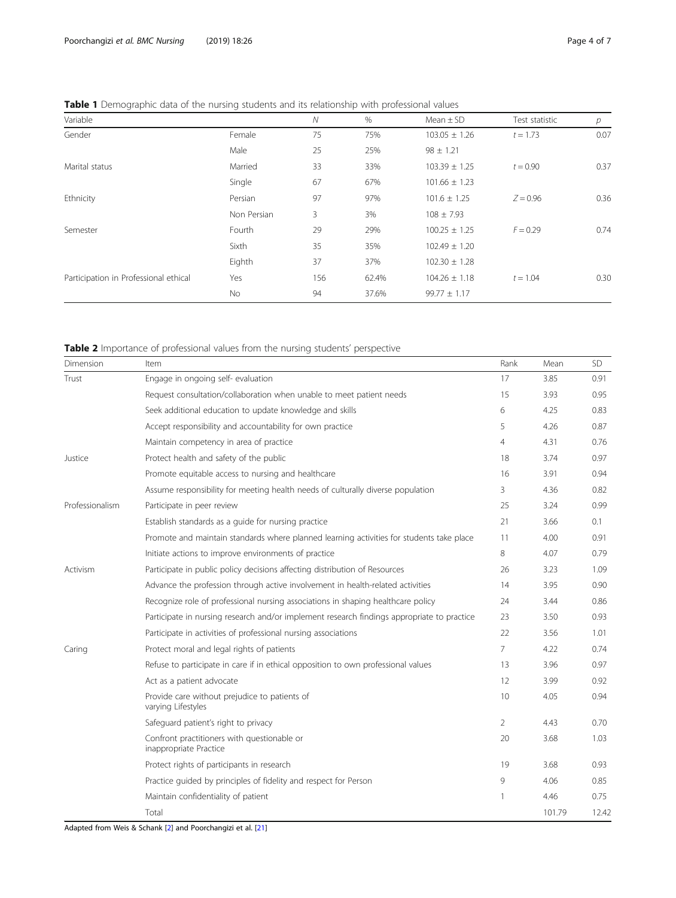**Table 1** Demographic data of the nursing students and its relationship with professional values

| Variable | | N | % | Mean ± SD | Test statistic | p |
|---|---|---|---|---|---|---|
| Gender | Female | 75 | 75% | 103.05 ± 1.26 | $t = 1.73$ | 0.07 |
| | Male | 25 | 25% | 98 ± 1.21 | | |
| Marital status | Married | 33 | 33% | 103.39 ± 1.25 | $t = 0.90$ | 0.37 |
| | Single | 67 | 67% | 101.66 ± 1.23 | | |
| Ethnicity | Persian | 97 | 97% | 101.6 ± 1.25 | $Z = 0.96$ | 0.36 |
| | Non Persian | 3 | 3% | 108 ± 7.93 | | |
| Semester | Fourth | 29 | 29% | 100.25 ± 1.25 | $F = 0.29$ | 0.74 |
| | Sixth | 35 | 35% | 102.49 ± 1.20 | | |
| | Eighth | 37 | 37% | 102.30 ± 1.28 | | |
| Participation in Professional ethical | Yes | 156 | 62.4% | 104.26 ± 1.18 | $t = 1.04$ | 0.30 |
| | No | 94 | 37.6% | 99.77 ± 1.17 | | |

**Table 2** Importance of professional values from the nursing students' perspective

| Dimension | Item | Rank | Mean | SD |
|---|---|---|---|---|
| Trust | Engage in ongoing self- evaluation | 17 | 3.85 | 0.91 |
| | Request consultation/collaboration when unable to meet patient needs | 15 | 3.93 | 0.95 |
| | Seek additional education to update knowledge and skills | 6 | 4.25 | 0.83 |
| | Accept responsibility and accountability for own practice | 5 | 4.26 | 0.87 |
| | Maintain competency in area of practice | 4 | 4.31 | 0.76 |
| Justice | Protect health and safety of the public | 18 | 3.74 | 0.97 |
| | Promote equitable access to nursing and healthcare | 16 | 3.91 | 0.94 |
| | Assume responsibility for meeting health needs of culturally diverse population | 3 | 4.36 | 0.82 |
| Professionalism | Participate in peer review | 25 | 3.24 | 0.99 |
| | Establish standards as a guide for nursing practice | 21 | 3.66 | 0.1 |
| | Promote and maintain standards where planned learning activities for students take place | 11 | 4.00 | 0.91 |
| | Initiate actions to improve environments of practice | 8 | 4.07 | 0.79 |
| Activism | Participate in public policy decisions affecting distribution of Resources | 26 | 3.23 | 1.09 |
| | Advance the profession through active involvement in health-related activities | 14 | 3.95 | 0.90 |
| | Recognize role of professional nursing associations in shaping healthcare policy | 24 | 3.44 | 0.86 |
| | Participate in nursing research and/or implement research findings appropriate to practice | 23 | 3.50 | 0.93 |
| | Participate in activities of professional nursing associations | 22 | 3.56 | 1.01 |
| Caring | Protect moral and legal rights of patients | 7 | 4.22 | 0.74 |
| | Refuse to participate in care if in ethical opposition to own professional values | 13 | 3.96 | 0.97 |
| | Act as a patient advocate | 12 | 3.99 | 0.92 |
| | Provide care without prejudice to patients of varying Lifestyles | 10 | 4.05 | 0.94 |
| | Safeguard patient's right to privacy | 2 | 4.43 | 0.70 |
| | Confront practitioners with questionable or inappropriate Practice | 20 | 3.68 | 1.03 |
| | Protect rights of participants in research | 19 | 3.68 | 0.93 |
| | Practice guided by principles of fidelity and respect for Person | 9 | 4.06 | 0.85 |
| | Maintain confidentiality of patient | 1 | 4.46 | 0.75 |
| | Total | | 101.79 | 12.42 |

Adapted from Weis & Schank [2] and Poorchangizi et al. [21]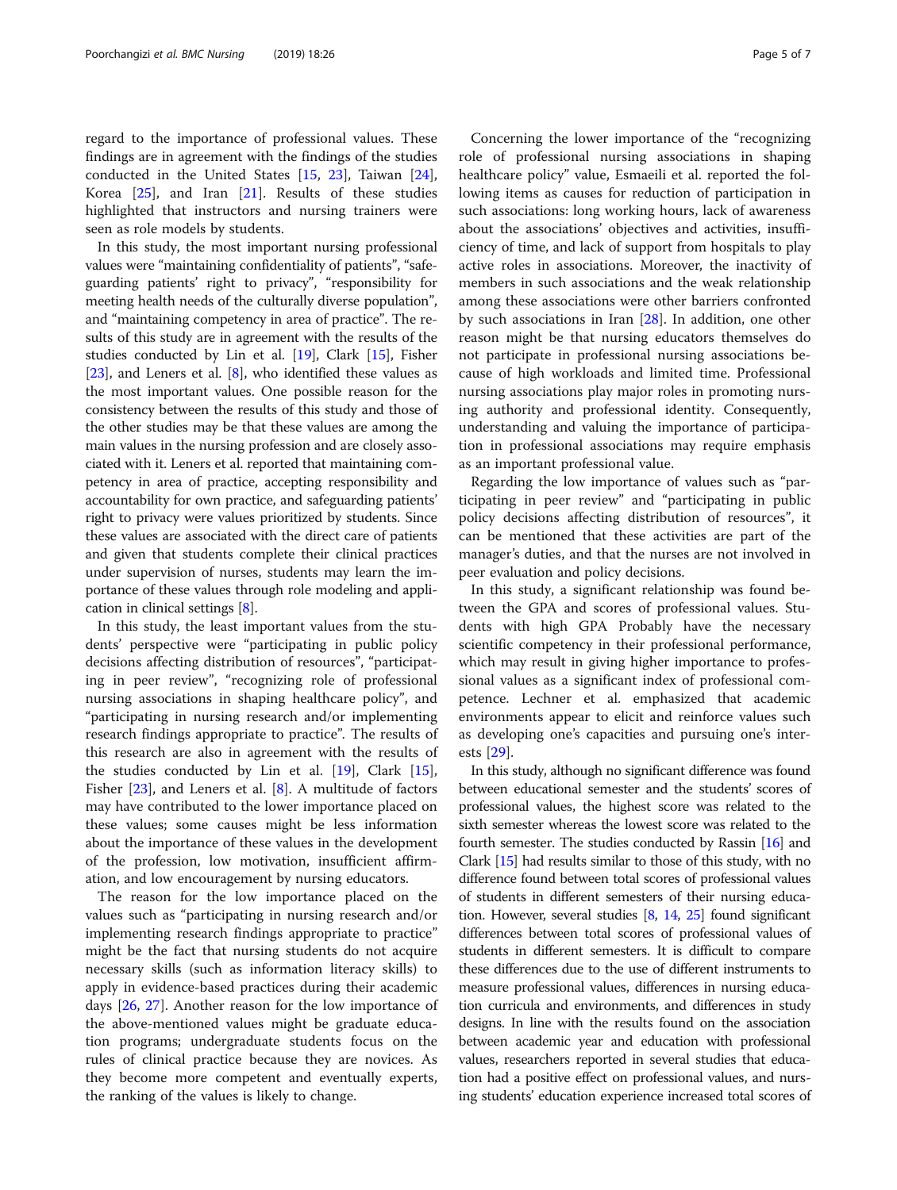regard to the importance of professional values. These findings are in agreement with the findings of the studies conducted in the United States [15, 23], Taiwan [24], Korea [25], and Iran [21]. Results of these studies highlighted that instructors and nursing trainers were seen as role models by students.

In this study, the most important nursing professional values were "maintaining confidentiality of patients", "safeguarding patients' right to privacy", "responsibility for meeting health needs of the culturally diverse population", and "maintaining competency in area of practice". The results of this study are in agreement with the results of the studies conducted by Lin et al. [19], Clark [15], Fisher [23], and Leners et al. [8], who identified these values as the most important values. One possible reason for the consistency between the results of this study and those of the other studies may be that these values are among the main values in the nursing profession and are closely associated with it. Leners et al. reported that maintaining competency in area of practice, accepting responsibility and accountability for own practice, and safeguarding patients' right to privacy were values prioritized by students. Since these values are associated with the direct care of patients and given that students complete their clinical practices under supervision of nurses, students may learn the importance of these values through role modeling and application in clinical settings [8].

In this study, the least important values from the students' perspective were "participating in public policy decisions affecting distribution of resources", "participating in peer review", "recognizing role of professional nursing associations in shaping healthcare policy", and "participating in nursing research and/or implementing research findings appropriate to practice". The results of this research are also in agreement with the results of the studies conducted by Lin et al. [19], Clark [15], Fisher [23], and Leners et al. [8]. A multitude of factors may have contributed to the lower importance placed on these values; some causes might be less information about the importance of these values in the development of the profession, low motivation, insufficient affirmation, and low encouragement by nursing educators.

The reason for the low importance placed on the values such as "participating in nursing research and/or implementing research findings appropriate to practice" might be the fact that nursing students do not acquire necessary skills (such as information literacy skills) to apply in evidence-based practices during their academic days [26, 27]. Another reason for the low importance of the above-mentioned values might be graduate education programs; undergraduate students focus on the rules of clinical practice because they are novices. As they become more competent and eventually experts, the ranking of the values is likely to change.

Concerning the lower importance of the "recognizing role of professional nursing associations in shaping healthcare policy" value, Esmaeili et al. reported the following items as causes for reduction of participation in such associations: long working hours, lack of awareness about the associations' objectives and activities, insufficiency of time, and lack of support from hospitals to play active roles in associations. Moreover, the inactivity of members in such associations and the weak relationship among these associations were other barriers confronted by such associations in Iran [28]. In addition, one other reason might be that nursing educators themselves do not participate in professional nursing associations because of high workloads and limited time. Professional nursing associations play major roles in promoting nursing authority and professional identity. Consequently, understanding and valuing the importance of participation in professional associations may require emphasis as an important professional value.

Regarding the low importance of values such as "participating in peer review" and "participating in public policy decisions affecting distribution of resources", it can be mentioned that these activities are part of the manager's duties, and that the nurses are not involved in peer evaluation and policy decisions.

In this study, a significant relationship was found between the GPA and scores of professional values. Students with high GPA Probably have the necessary scientific competency in their professional performance, which may result in giving higher importance to professional values as a significant index of professional competence. Lechner et al. emphasized that academic environments appear to elicit and reinforce values such as developing one's capacities and pursuing one's interests [29].

In this study, although no significant difference was found between educational semester and the students' scores of professional values, the highest score was related to the sixth semester whereas the lowest score was related to the fourth semester. The studies conducted by Rassin [16] and Clark [15] had results similar to those of this study, with no difference found between total scores of professional values of students in different semesters of their nursing education. However, several studies [8, 14, 25] found significant differences between total scores of professional values of students in different semesters. It is difficult to compare these differences due to the use of different instruments to measure professional values, differences in nursing education curricula and environments, and differences in study designs. In line with the results found on the association between academic year and education with professional values, researchers reported in several studies that education had a positive effect on professional values, and nursing students' education experience increased total scores of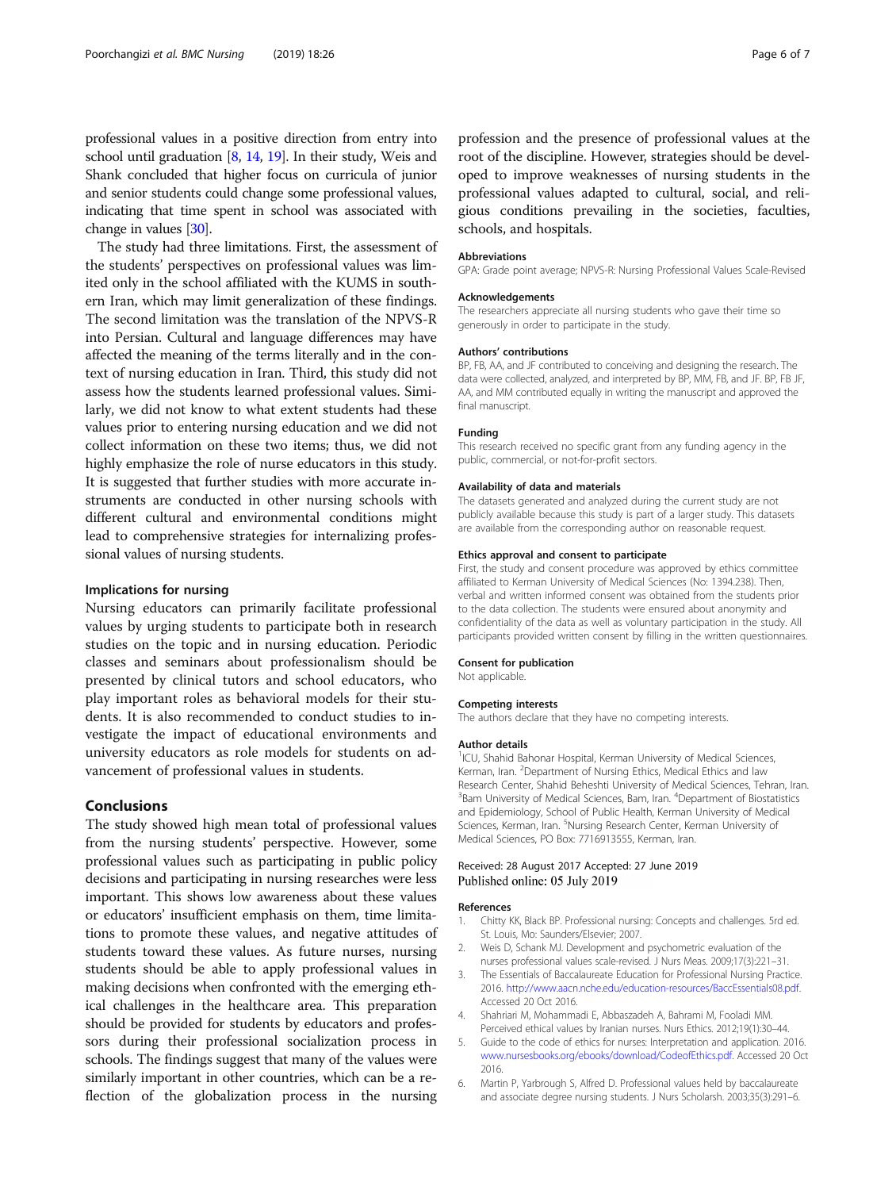professional values in a positive direction from entry into school until graduation [8, 14, 19]. In their study, Weis and Shank concluded that higher focus on curricula of junior and senior students could change some professional values, indicating that time spent in school was associated with change in values [30].

The study had three limitations. First, the assessment of the students' perspectives on professional values was limited only in the school affiliated with the KUMS in southern Iran, which may limit generalization of these findings. The second limitation was the translation of the NPVS-R into Persian. Cultural and language differences may have affected the meaning of the terms literally and in the context of nursing education in Iran. Third, this study did not assess how the students learned professional values. Similarly, we did not know to what extent students had these values prior to entering nursing education and we did not collect information on these two items; thus, we did not highly emphasize the role of nurse educators in this study. It is suggested that further studies with more accurate instruments are conducted in other nursing schools with different cultural and environmental conditions might lead to comprehensive strategies for internalizing professional values of nursing students.

### Implications for nursing

Nursing educators can primarily facilitate professional values by urging students to participate both in research studies on the topic and in nursing education. Periodic classes and seminars about professionalism should be presented by clinical tutors and school educators, who play important roles as behavioral models for their students. It is also recommended to conduct studies to investigate the impact of educational environments and university educators as role models for students on advancement of professional values in students.

## Conclusions

The study showed high mean total of professional values from the nursing students' perspective. However, some professional values such as participating in public policy decisions and participating in nursing researches were less important. This shows low awareness about these values or educators' insufficient emphasis on them, time limitations to promote these values, and negative attitudes of students toward these values. As future nurses, nursing students should be able to apply professional values in making decisions when confronted with the emerging ethical challenges in the healthcare area. This preparation should be provided for students by educators and professors during their professional socialization process in schools. The findings suggest that many of the values were similarly important in other countries, which can be a reflection of the globalization process in the nursing profession and the presence of professional values at the root of the discipline. However, strategies should be developed to improve weaknesses of nursing students in the professional values adapted to cultural, social, and religious conditions prevailing in the societies, faculties, schools, and hospitals.

#### Abbreviations

GPA: Grade point average; NPVS-R: Nursing Professional Values Scale-Revised

#### Acknowledgements

The researchers appreciate all nursing students who gave their time so generously in order to participate in the study.

#### Authors' contributions

BP, FB, AA, and JF contributed to conceiving and designing the research. The data were collected, analyzed, and interpreted by BP, MM, FB, and JF. BP, FB JF, AA, and MM contributed equally in writing the manuscript and approved the final manuscript.

#### Funding

This research received no specific grant from any funding agency in the public, commercial, or not-for-profit sectors.

#### Availability of data and materials

The datasets generated and analyzed during the current study are not publicly available because this study is part of a larger study. This datasets are available from the corresponding author on reasonable request.

#### Ethics approval and consent to participate

First, the study and consent procedure was approved by ethics committee affiliated to Kerman University of Medical Sciences (No: 1394.238). Then, verbal and written informed consent was obtained from the students prior to the data collection. The students were ensured about anonymity and confidentiality of the data as well as voluntary participation in the study. All participants provided written consent by filling in the written questionnaires.

#### Consent for publication

Not applicable.

#### Competing interests

The authors declare that they have no competing interests.

#### Author details

[1]ICU, Shahid Bahonar Hospital, Kerman University of Medical Sciences, Kerman, Iran. [2]Department of Nursing Ethics, Medical Ethics and law Research Center, Shahid Beheshti University of Medical Sciences, Tehran, Iran. [3]Bam University of Medical Sciences, Bam, Iran. [4]Department of Biostatistics and Epidemiology, School of Public Health, Kerman University of Medical Sciences, Kerman, Iran. [5]Nursing Research Center, Kerman University of Medical Sciences, PO Box: 7716913555, Kerman, Iran.

Received: 28 August 2017 Accepted: 27 June 2019
Published online: 05 July 2019

#### References

1. Chitty KK, Black BP. Professional nursing: Concepts and challenges. 5rd ed. St. Louis, Mo: Saunders/Elsevier; 2007.
2. Weis D, Schank MJ. Development and psychometric evaluation of the nurses professional values scale-revised. J Nurs Meas. 2009;17(3):221–31.
3. The Essentials of Baccalaureate Education for Professional Nursing Practice. 2016. http://www.aacn.nche.edu/education-resources/BaccEssentials08.pdf. Accessed 20 Oct 2016.
4. Shahriari M, Mohammadi E, Abbaszadeh A, Bahrami M, Fooladi MM. Perceived ethical values by Iranian nurses. Nurs Ethics. 2012;19(1):30–44.
5. Guide to the code of ethics for nurses: Interpretation and application. 2016. www.nursesbooks.org/ebooks/download/CodeofEthics.pdf. Accessed 20 Oct 2016.
6. Martin P, Yarbrough S, Alfred D. Professional values held by baccalaureate and associate degree nursing students. J Nurs Scholarsh. 2003;35(3):291–6.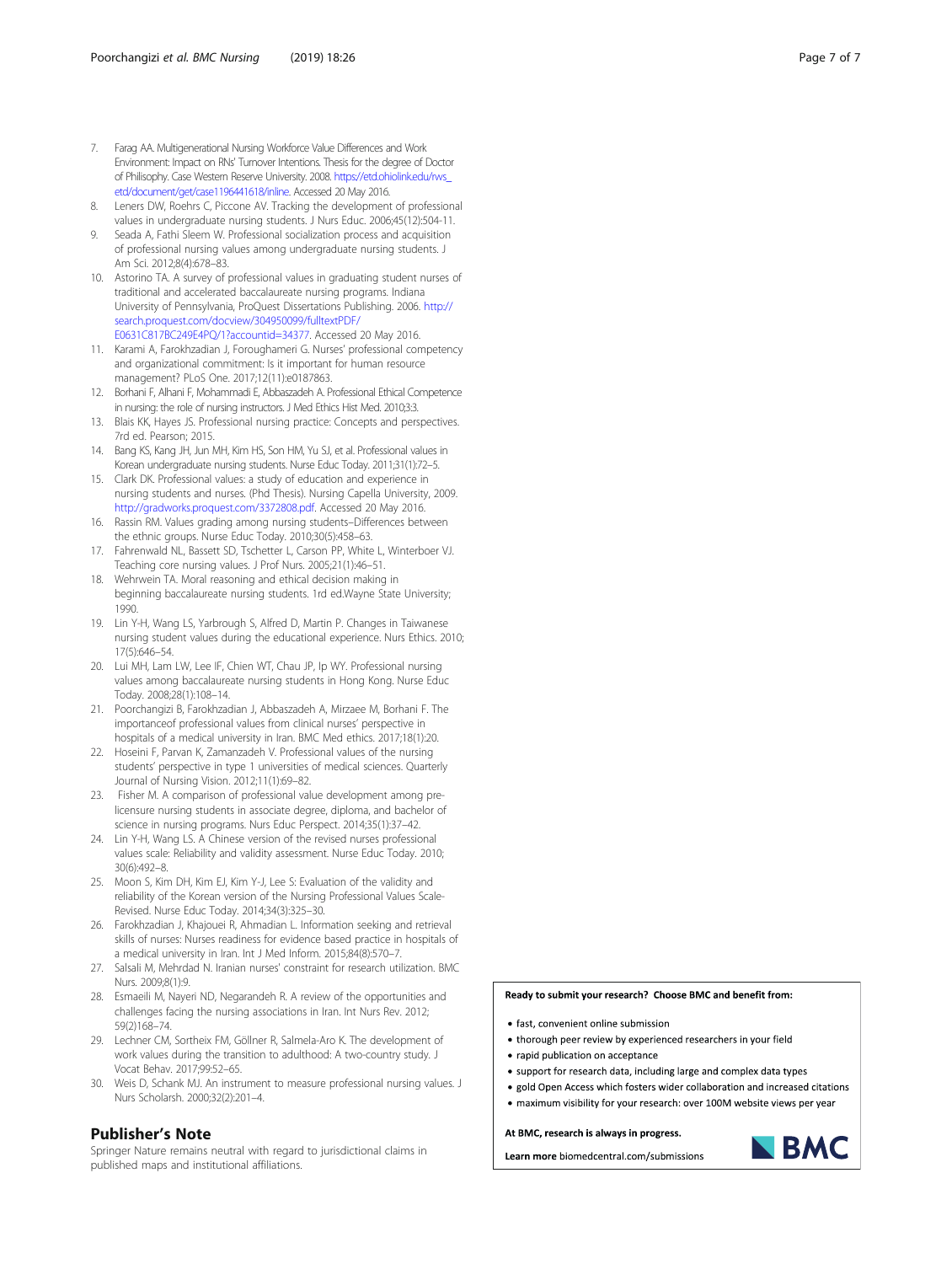7. Farag AA. Multigenerational Nursing Workforce Value Differences and Work Environment: Impact on RNs' Turnover Intentions. Thesis for the degree of Doctor of Philisophy. Case Western Reserve University. 2008. https://etd.ohiolink.edu/rws_etd/document/get/case1196441618/inline. Accessed 20 May 2016.
8. Leners DW, Roehrs C, Piccone AV. Tracking the development of professional values in undergraduate nursing students. J Nurs Educ. 2006;45(12):504-11.
9. Seada A, Fathi Sleem W. Professional socialization process and acquisition of professional nursing values among undergraduate nursing students. J Am Sci. 2012;8(4):678–83.
10. Astorino TA. A survey of professional values in graduating student nurses of traditional and accelerated baccalaureate nursing programs. Indiana University of Pennsylvania, ProQuest Dissertations Publishing. 2006. http://search.proquest.com/docview/304950099/fulltextPDF/E0631C817BC249E4PQ/1?accountid=34377. Accessed 20 May 2016.
11. Karami A, Farokhzadian J, Foroughameri G. Nurses' professional competency and organizational commitment: Is it important for human resource management? PLoS One. 2017;12(11):e0187863.
12. Borhani F, Alhani F, Mohammadi E, Abbaszadeh A. Professional Ethical Competence in nursing: the role of nursing instructors. J Med Ethics Hist Med. 2010;3:3.
13. Blais KK, Hayes JS. Professional nursing practice: Concepts and perspectives. 7rd ed. Pearson; 2015.
14. Bang KS, Kang JH, Jun MH, Kim HS, Son HM, Yu SJ, et al. Professional values in Korean undergraduate nursing students. Nurse Educ Today. 2011;31(1):72–5.
15. Clark DK. Professional values: a study of education and experience in nursing students and nurses. (Phd Thesis). Nursing Capella University, 2009. http://gradworks.proquest.com/3372808.pdf. Accessed 20 May 2016.
16. Rassin RM. Values grading among nursing students–Differences between the ethnic groups. Nurse Educ Today. 2010;30(5):458–63.
17. Fahrenwald NL, Bassett SD, Tschetter L, Carson PP, White L, Winterboer VJ. Teaching core nursing values. J Prof Nurs. 2005;21(1):46–51.
18. Wehrwein TA. Moral reasoning and ethical decision making in beginning baccalaureate nursing students. 1rd ed.Wayne State University; 1990.
19. Lin Y-H, Wang LS, Yarbrough S, Alfred D, Martin P. Changes in Taiwanese nursing student values during the educational experience. Nurs Ethics. 2010; 17(5):646–54.
20. Lui MH, Lam LW, Lee IF, Chien WT, Chau JP, Ip WY. Professional nursing values among baccalaureate nursing students in Hong Kong. Nurse Educ Today. 2008;28(1):108–14.
21. Poorchangizi B, Farokhzadian J, Abbaszadeh A, Mirzaee M, Borhani F. The importanceof professional values from clinical nurses' perspective in hospitals of a medical university in Iran. BMC Med ethics. 2017;18(1):20.
22. Hoseini F, Parvan K, Zamanzadeh V. Professional values of the nursing students' perspective in type 1 universities of medical sciences. Quarterly Journal of Nursing Vision. 2012;11(1):69–82.
23. Fisher M. A comparison of professional value development among pre-licensure nursing students in associate degree, diploma, and bachelor of science in nursing programs. Nurs Educ Perspect. 2014;35(1):37–42.
24. Lin Y-H, Wang LS. A Chinese version of the revised nurses professional values scale: Reliability and validity assessment. Nurse Educ Today. 2010; 30(6):492–8.
25. Moon S, Kim DH, Kim EJ, Kim Y-J, Lee S: Evaluation of the validity and reliability of the Korean version of the Nursing Professional Values Scale-Revised. Nurse Educ Today. 2014;34(3):325–30.
26. Farokhzadian J, Khajouei R, Ahmadian L. Information seeking and retrieval skills of nurses: Nurses readiness for evidence based practice in hospitals of a medical university in Iran. Int J Med Inform. 2015;84(8):570–7.
27. Salsali M, Mehrdad N. Iranian nurses' constraint for research utilization. BMC Nurs. 2009;8(1):9.
28. Esmaeili M, Nayeri ND, Negarandeh R. A review of the opportunities and challenges facing the nursing associations in Iran. Int Nurs Rev. 2012; 59(2)168–74.
29. Lechner CM, Sortheix FM, Göllner R, Salmela-Aro K. The development of work values during the transition to adulthood: A two-country study. J Vocat Behav. 2017;99:52–65.
30. Weis D, Schank MJ. An instrument to measure professional nursing values. J Nurs Scholarsh. 2000;32(2):201–4.

## Publisher's Note

Springer Nature remains neutral with regard to jurisdictional claims in published maps and institutional affiliations.

**Ready to submit your research? Choose BMC and benefit from:**

- fast, convenient online submission
- thorough peer review by experienced researchers in your field
- rapid publication on acceptance
- support for research data, including large and complex data types
- gold Open Access which fosters wider collaboration and increased citations
- maximum visibility for your research: over 100M website views per year

**At BMC, research is always in progress.**

**Learn more** biomedcentral.com/submissions

BMC